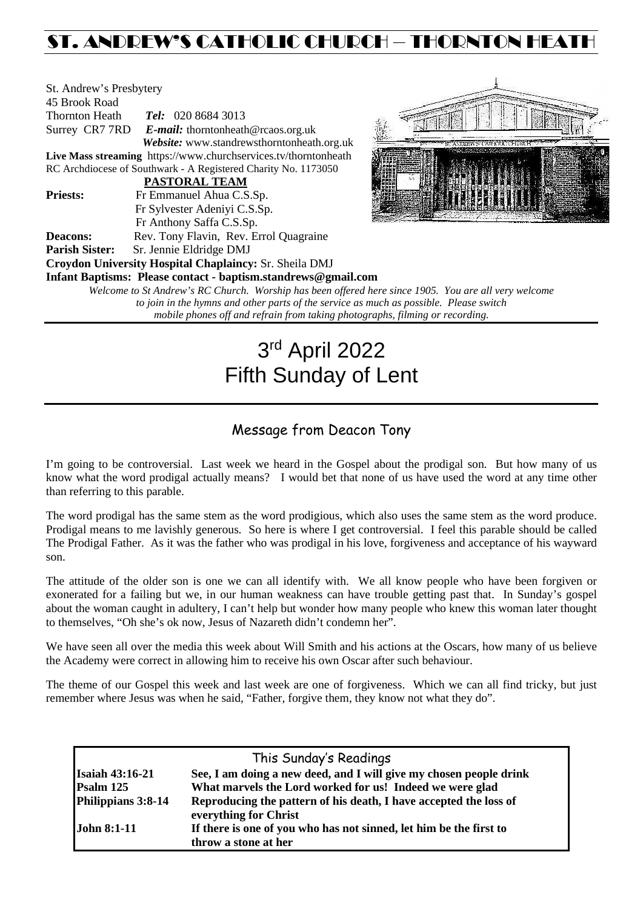# ST. ANDREW'S CATHOLIC CHURCH – THORNTON HEATH

St. Andrew's Presbytery
45 Brook Road
Thornton Heath *Tel:* 020 8684 3013
Surrey CR7 7RD *E-mail:* thorntonheath@rcaos.org.uk
*Website:* www.standrewsthorntonheath.org.uk

**Live Mass streaming** https://www.churchservices.tv/thorntonheath
RC Archdiocese of Southwark - A Registered Charity No. 1173050

**PASTORAL TEAM**

**Priests:** Fr Emmanuel Ahua C.S.Sp.
Fr Sylvester Adeniyi C.S.Sp.
Fr Anthony Saffa C.S.Sp.

**Deacons:** Rev. Tony Flavin, Rev. Errol Quagraine

**Parish Sister:** Sr. Jennie Eldridge DMJ

**Croydon University Hospital Chaplaincy:** Sr. Sheila DMJ

**Infant Baptisms: Please contact - baptism.standrews@gmail.com**

*Welcome to St Andrew's RC Church. Worship has been offered here since 1905. You are all very welcome to join in the hymns and other parts of the service as much as possible. Please switch mobile phones off and refrain from taking photographs, filming or recording.*

# 3rd April 2022
# Fifth Sunday of Lent

## Message from Deacon Tony

I'm going to be controversial. Last week we heard in the Gospel about the prodigal son. But how many of us know what the word prodigal actually means? I would bet that none of us have used the word at any time other than referring to this parable.

The word prodigal has the same stem as the word prodigious, which also uses the same stem as the word produce. Prodigal means to me lavishly generous. So here is where I get controversial. I feel this parable should be called The Prodigal Father. As it was the father who was prodigal in his love, forgiveness and acceptance of his wayward son.

The attitude of the older son is one we can all identify with. We all know people who have been forgiven or exonerated for a failing but we, in our human weakness can have trouble getting past that. In Sunday's gospel about the woman caught in adultery, I can't help but wonder how many people who knew this woman later thought to themselves, "Oh she's ok now, Jesus of Nazareth didn't condemn her".

We have seen all over the media this week about Will Smith and his actions at the Oscars, how many of us believe the Academy were correct in allowing him to receive his own Oscar after such behaviour.

The theme of our Gospel this week and last week are one of forgiveness. Which we can all find tricky, but just remember where Jesus was when he said, "Father, forgive them, they know not what they do".

## This Sunday's Readings

| | |
|---|---|
| **Isaiah 43:16-21** | **See, I am doing a new deed, and I will give my chosen people drink** |
| **Psalm 125** | **What marvels the Lord worked for us! Indeed we were glad** |
| **Philippians 3:8-14** | **Reproducing the pattern of his death, I have accepted the loss of everything for Christ** |
| **John 8:1-11** | **If there is one of you who has not sinned, let him be the first to throw a stone at her** |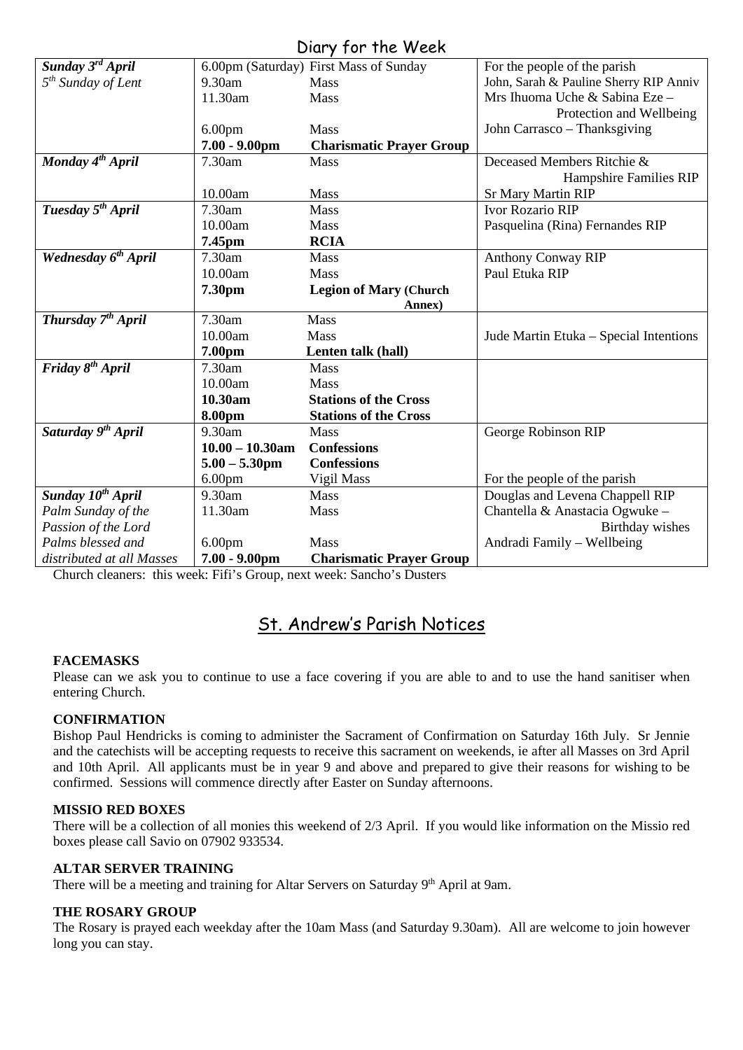## Diary for the Week

| Day | Time | Event | Intention |
|---|---|---|---|
| ***Sunday 3rd April*** *5th Sunday of Lent* | 6.00pm (Saturday) | First Mass of Sunday | For the people of the parish |
| | 9.30am | Mass | John, Sarah & Pauline Sherry RIP Anniv |
| | 11.30am | Mass | Mrs Ihuoma Uche & Sabina Eze – Protection and Wellbeing |
| | 6.00pm | Mass | John Carrasco – Thanksgiving |
| | **7.00 - 9.00pm** | **Charismatic Prayer Group** | |
| ***Monday 4th April*** | 7.30am | Mass | Deceased Members Ritchie & Hampshire Families RIP |
| | 10.00am | Mass | Sr Mary Martin RIP |
| ***Tuesday 5th April*** | 7.30am | Mass | Ivor Rozario RIP |
| | 10.00am | Mass | Pasquelina (Rina) Fernandes RIP |
| | **7.45pm** | **RCIA** | |
| ***Wednesday 6th April*** | 7.30am | Mass | Anthony Conway RIP |
| | 10.00am | Mass | Paul Etuka RIP |
| | **7.30pm** | **Legion of Mary (Church Annex)** | |
| ***Thursday 7th April*** | 7.30am | Mass | |
| | 10.00am | Mass | Jude Martin Etuka – Special Intentions |
| | **7.00pm** | **Lenten talk (hall)** | |
| ***Friday 8th April*** | 7.30am | Mass | |
| | 10.00am | Mass | |
| | **10.30am** | **Stations of the Cross** | |
| | **8.00pm** | **Stations of the Cross** | |
| ***Saturday 9th April*** | 9.30am | Mass | George Robinson RIP |
| | **10.00 – 10.30am** | **Confessions** | |
| | **5.00 – 5.30pm** | **Confessions** | |
| | 6.00pm | Vigil Mass | For the people of the parish |
| ***Sunday 10th April*** *Palm Sunday of the Passion of the Lord* *Palms blessed and distributed at all Masses* | 9.30am | Mass | Douglas and Levena Chappell RIP |
| | 11.30am | Mass | Chantella & Anastacia Ogwuke – Birthday wishes |
| | 6.00pm | Mass | Andradi Family – Wellbeing |
| | **7.00 - 9.00pm** | **Charismatic Prayer Group** | |

Church cleaners: this week: Fifi's Group, next week: Sancho's Dusters

## St. Andrew's Parish Notices

**FACEMASKS**

Please can we ask you to continue to use a face covering if you are able to and to use the hand sanitiser when entering Church.

**CONFIRMATION**

Bishop Paul Hendricks is coming to administer the Sacrament of Confirmation on Saturday 16th July. Sr Jennie and the catechists will be accepting requests to receive this sacrament on weekends, ie after all Masses on 3rd April and 10th April. All applicants must be in year 9 and above and prepared to give their reasons for wishing to be confirmed. Sessions will commence directly after Easter on Sunday afternoons.

**MISSIO RED BOXES**

There will be a collection of all monies this weekend of 2/3 April. If you would like information on the Missio red boxes please call Savio on 07902 933534.

**ALTAR SERVER TRAINING**

There will be a meeting and training for Altar Servers on Saturday 9th April at 9am.

**THE ROSARY GROUP**

The Rosary is prayed each weekday after the 10am Mass (and Saturday 9.30am). All are welcome to join however long you can stay.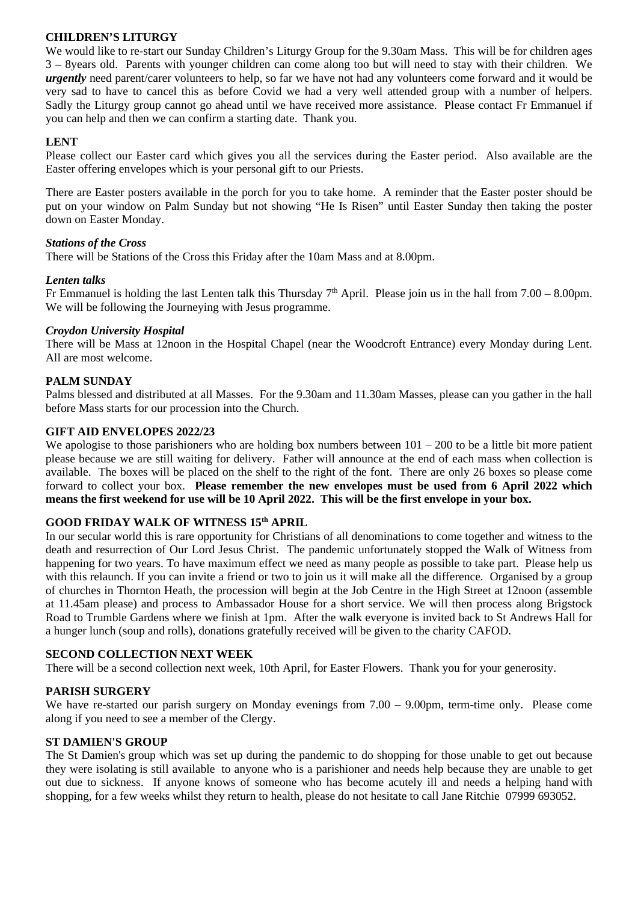**CHILDREN'S LITURGY**

We would like to re-start our Sunday Children's Liturgy Group for the 9.30am Mass. This will be for children ages 3 – 8years old. Parents with younger children can come along too but will need to stay with their children. We ***urgently*** need parent/carer volunteers to help, so far we have not had any volunteers come forward and it would be very sad to have to cancel this as before Covid we had a very well attended group with a number of helpers. Sadly the Liturgy group cannot go ahead until we have received more assistance. Please contact Fr Emmanuel if you can help and then we can confirm a starting date. Thank you.

**LENT**

Please collect our Easter card which gives you all the services during the Easter period. Also available are the Easter offering envelopes which is your personal gift to our Priests.

There are Easter posters available in the porch for you to take home. A reminder that the Easter poster should be put on your window on Palm Sunday but not showing "He Is Risen" until Easter Sunday then taking the poster down on Easter Monday.

***Stations of the Cross***

There will be Stations of the Cross this Friday after the 10am Mass and at 8.00pm.

***Lenten talks***

Fr Emmanuel is holding the last Lenten talk this Thursday 7th April. Please join us in the hall from 7.00 – 8.00pm. We will be following the Journeying with Jesus programme.

***Croydon University Hospital***

There will be Mass at 12noon in the Hospital Chapel (near the Woodcroft Entrance) every Monday during Lent. All are most welcome.

**PALM SUNDAY**

Palms blessed and distributed at all Masses. For the 9.30am and 11.30am Masses, please can you gather in the hall before Mass starts for our procession into the Church.

**GIFT AID ENVELOPES 2022/23**

We apologise to those parishioners who are holding box numbers between 101 – 200 to be a little bit more patient please because we are still waiting for delivery. Father will announce at the end of each mass when collection is available. The boxes will be placed on the shelf to the right of the font. There are only 26 boxes so please come forward to collect your box. **Please remember the new envelopes must be used from 6 April 2022 which means the first weekend for use will be 10 April 2022. This will be the first envelope in your box.**

**GOOD FRIDAY WALK OF WITNESS 15th APRIL**

In our secular world this is rare opportunity for Christians of all denominations to come together and witness to the death and resurrection of Our Lord Jesus Christ. The pandemic unfortunately stopped the Walk of Witness from happening for two years. To have maximum effect we need as many people as possible to take part. Please help us with this relaunch. If you can invite a friend or two to join us it will make all the difference. Organised by a group of churches in Thornton Heath, the procession will begin at the Job Centre in the High Street at 12noon (assemble at 11.45am please) and process to Ambassador House for a short service. We will then process along Brigstock Road to Trumble Gardens where we finish at 1pm. After the walk everyone is invited back to St Andrews Hall for a hunger lunch (soup and rolls), donations gratefully received will be given to the charity CAFOD.

**SECOND COLLECTION NEXT WEEK**

There will be a second collection next week, 10th April, for Easter Flowers. Thank you for your generosity.

**PARISH SURGERY**

We have re-started our parish surgery on Monday evenings from 7.00 – 9.00pm, term-time only. Please come along if you need to see a member of the Clergy.

**ST DAMIEN'S GROUP**

The St Damien's group which was set up during the pandemic to do shopping for those unable to get out because they were isolating is still available to anyone who is a parishioner and needs help because they are unable to get out due to sickness. If anyone knows of someone who has become acutely ill and needs a helping hand with shopping, for a few weeks whilst they return to health, please do not hesitate to call Jane Ritchie 07999 693052.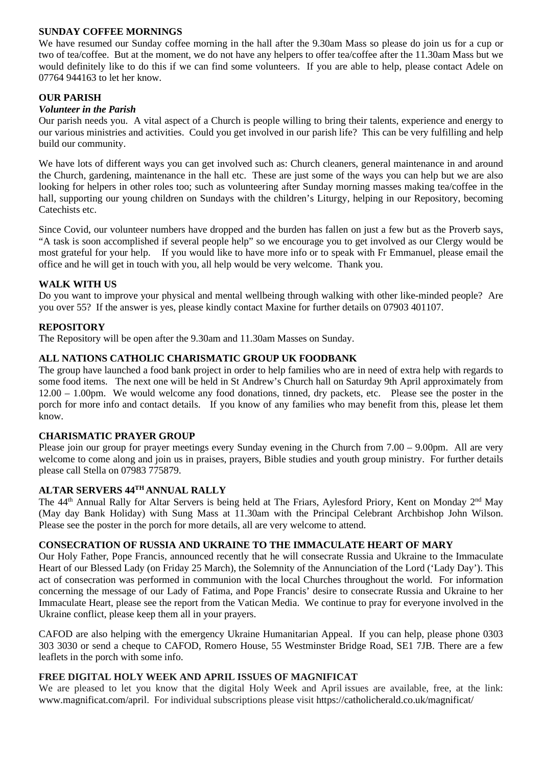## SUNDAY COFFEE MORNINGS

We have resumed our Sunday coffee morning in the hall after the 9.30am Mass so please do join us for a cup or two of tea/coffee. But at the moment, we do not have any helpers to offer tea/coffee after the 11.30am Mass but we would definitely like to do this if we can find some volunteers. If you are able to help, please contact Adele on 07764 944163 to let her know.

## OUR PARISH

### *Volunteer in the Parish*

Our parish needs you. A vital aspect of a Church is people willing to bring their talents, experience and energy to our various ministries and activities. Could you get involved in our parish life? This can be very fulfilling and help build our community.

We have lots of different ways you can get involved such as: Church cleaners, general maintenance in and around the Church, gardening, maintenance in the hall etc. These are just some of the ways you can help but we are also looking for helpers in other roles too; such as volunteering after Sunday morning masses making tea/coffee in the hall, supporting our young children on Sundays with the children's Liturgy, helping in our Repository, becoming Catechists etc.

Since Covid, our volunteer numbers have dropped and the burden has fallen on just a few but as the Proverb says, "A task is soon accomplished if several people help" so we encourage you to get involved as our Clergy would be most grateful for your help. If you would like to have more info or to speak with Fr Emmanuel, please email the office and he will get in touch with you, all help would be very welcome. Thank you.

## WALK WITH US

Do you want to improve your physical and mental wellbeing through walking with other like-minded people? Are you over 55? If the answer is yes, please kindly contact Maxine for further details on 07903 401107.

## REPOSITORY

The Repository will be open after the 9.30am and 11.30am Masses on Sunday.

## ALL NATIONS CATHOLIC CHARISMATIC GROUP UK FOODBANK

The group have launched a food bank project in order to help families who are in need of extra help with regards to some food items. The next one will be held in St Andrew's Church hall on Saturday 9th April approximately from 12.00 – 1.00pm. We would welcome any food donations, tinned, dry packets, etc. Please see the poster in the porch for more info and contact details. If you know of any families who may benefit from this, please let them know.

## CHARISMATIC PRAYER GROUP

Please join our group for prayer meetings every Sunday evening in the Church from 7.00 – 9.00pm. All are very welcome to come along and join us in praises, prayers, Bible studies and youth group ministry. For further details please call Stella on 07983 775879.

## ALTAR SERVERS 44TH ANNUAL RALLY

The 44th Annual Rally for Altar Servers is being held at The Friars, Aylesford Priory, Kent on Monday 2nd May (May day Bank Holiday) with Sung Mass at 11.30am with the Principal Celebrant Archbishop John Wilson. Please see the poster in the porch for more details, all are very welcome to attend.

## CONSECRATION OF RUSSIA AND UKRAINE TO THE IMMACULATE HEART OF MARY

Our Holy Father, Pope Francis, announced recently that he will consecrate Russia and Ukraine to the Immaculate Heart of our Blessed Lady (on Friday 25 March), the Solemnity of the Annunciation of the Lord ('Lady Day'). This act of consecration was performed in communion with the local Churches throughout the world. For information concerning the message of our Lady of Fatima, and Pope Francis' desire to consecrate Russia and Ukraine to her Immaculate Heart, please see the report from the Vatican Media. We continue to pray for everyone involved in the Ukraine conflict, please keep them all in your prayers.

CAFOD are also helping with the emergency Ukraine Humanitarian Appeal. If you can help, please phone 0303 303 3030 or send a cheque to CAFOD, Romero House, 55 Westminster Bridge Road, SE1 7JB. There are a few leaflets in the porch with some info.

## FREE DIGITAL HOLY WEEK AND APRIL ISSUES OF MAGNIFICAT

We are pleased to let you know that the digital Holy Week and April issues are available, free, at the link: www.magnificat.com/april. For individual subscriptions please visit https://catholicherald.co.uk/magnificat/